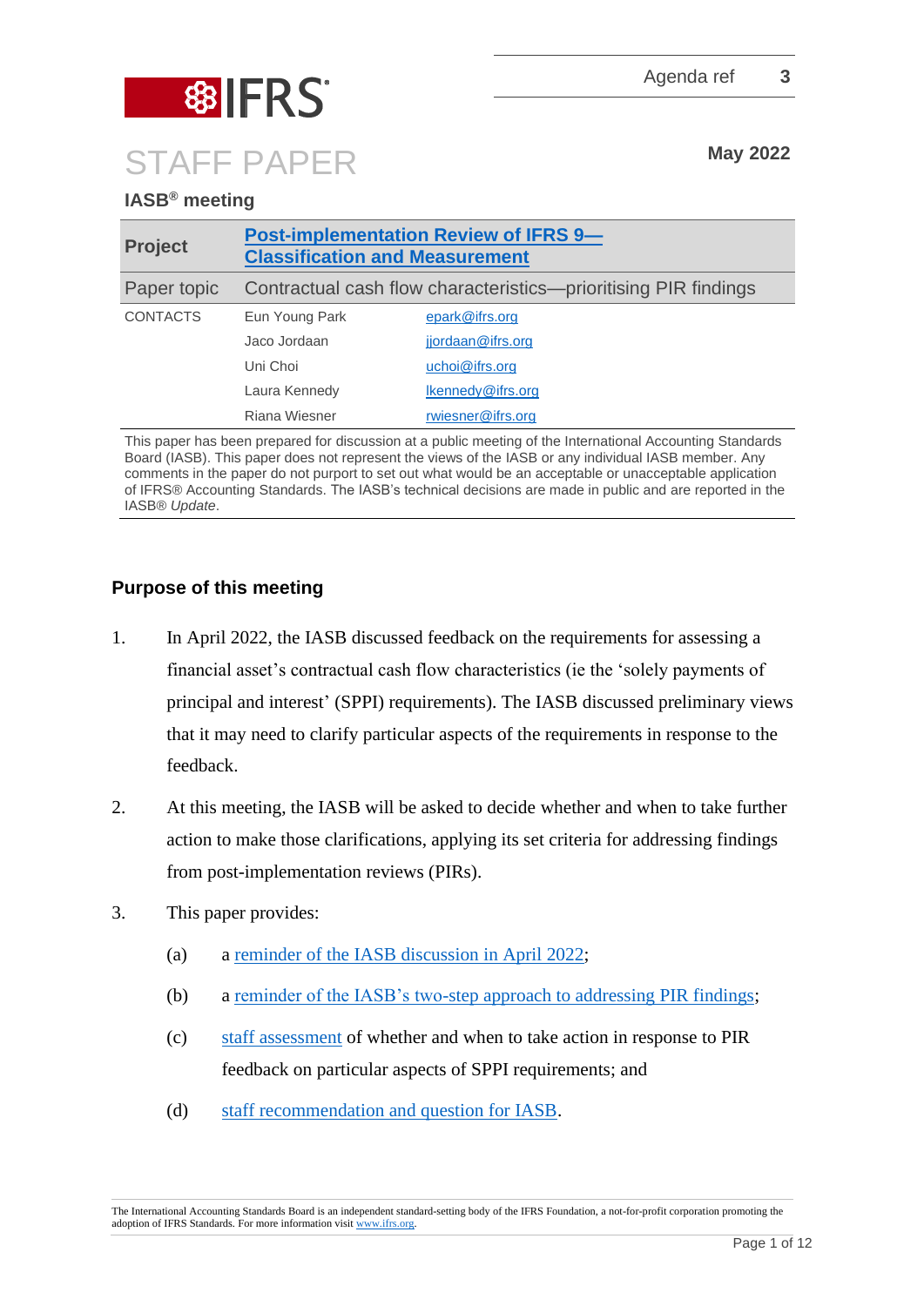Agenda ref 3

# STAFF PAPER

May 2022

**IASB® meeting**

| | | |
|---|---|---|
| **Project** | **Post-implementation Review of IFRS 9—Classification and Measurement** | |
| Paper topic | Contractual cash flow characteristics—prioritising PIR findings | |
| CONTACTS | Eun Young Park | epark@ifrs.org |
| | Jaco Jordaan | jjordaan@ifrs.org |
| | Uni Choi | uchoi@ifrs.org |
| | Laura Kennedy | lkennedy@ifrs.org |
| | Riana Wiesner | rwiesner@ifrs.org |

This paper has been prepared for discussion at a public meeting of the International Accounting Standards Board (IASB). This paper does not represent the views of the IASB or any individual IASB member. Any comments in the paper do not purport to set out what would be an acceptable or unacceptable application of IFRS® Accounting Standards. The IASB's technical decisions are made in public and are reported in the IASB® *Update*.

## Purpose of this meeting

1. In April 2022, the IASB discussed feedback on the requirements for assessing a financial asset's contractual cash flow characteristics (ie the 'solely payments of principal and interest' (SPPI) requirements). The IASB discussed preliminary views that it may need to clarify particular aspects of the requirements in response to the feedback.

2. At this meeting, the IASB will be asked to decide whether and when to take further action to make those clarifications, applying its set criteria for addressing findings from post-implementation reviews (PIRs).

3. This paper provides:

   (a) a reminder of the IASB discussion in April 2022;

   (b) a reminder of the IASB's two-step approach to addressing PIR findings;

   (c) staff assessment of whether and when to take action in response to PIR feedback on particular aspects of SPPI requirements; and

   (d) staff recommendation and question for IASB.

The International Accounting Standards Board is an independent standard-setting body of the IFRS Foundation, a not-for-profit corporation promoting the adoption of IFRS Standards. For more information visit www.ifrs.org.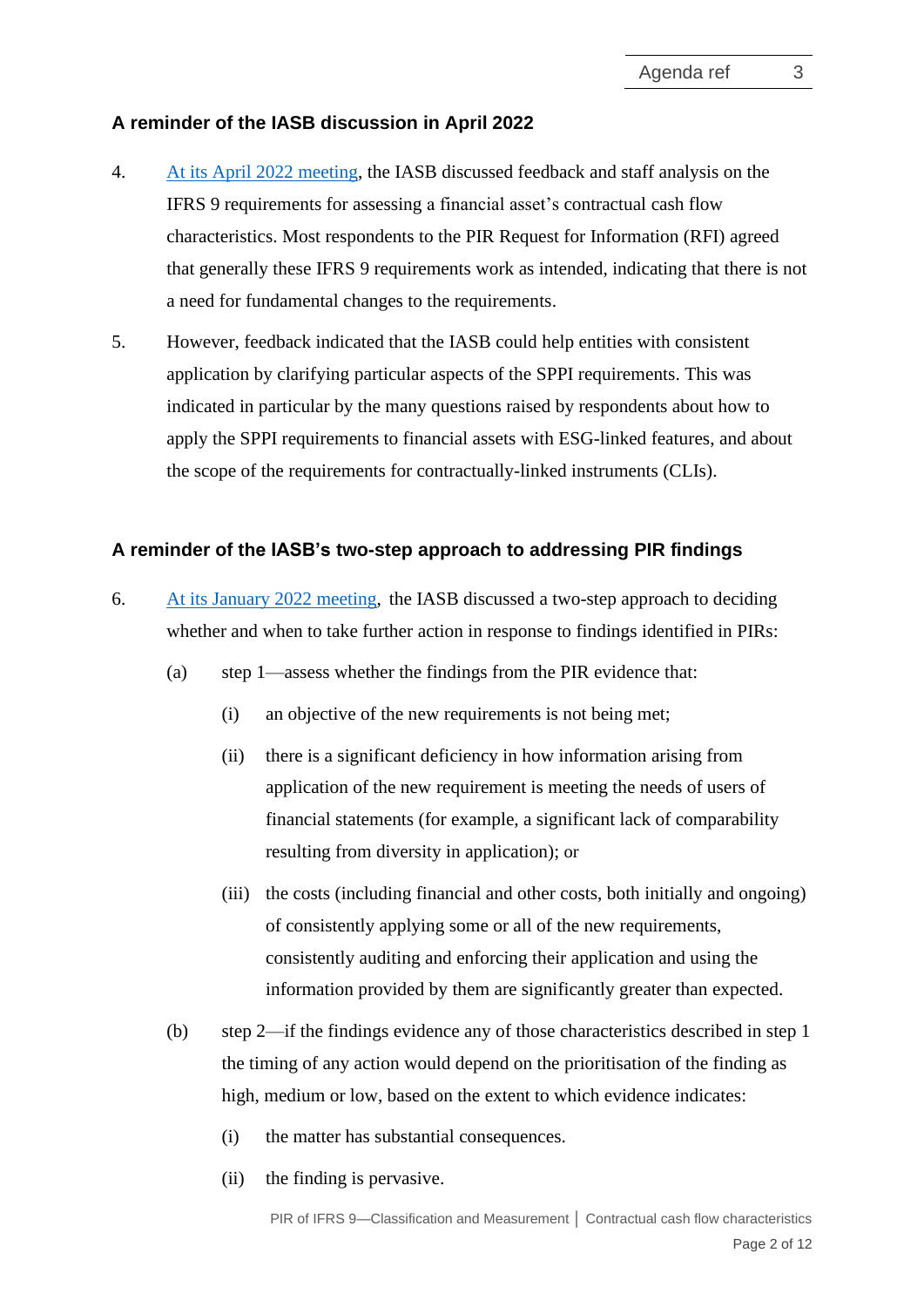### A reminder of the IASB discussion in April 2022

4. At its April 2022 meeting, the IASB discussed feedback and staff analysis on the IFRS 9 requirements for assessing a financial asset's contractual cash flow characteristics. Most respondents to the PIR Request for Information (RFI) agreed that generally these IFRS 9 requirements work as intended, indicating that there is not a need for fundamental changes to the requirements.

5. However, feedback indicated that the IASB could help entities with consistent application by clarifying particular aspects of the SPPI requirements. This was indicated in particular by the many questions raised by respondents about how to apply the SPPI requirements to financial assets with ESG-linked features, and about the scope of the requirements for contractually-linked instruments (CLIs).

### A reminder of the IASB's two-step approach to addressing PIR findings

6. At its January 2022 meeting, the IASB discussed a two-step approach to deciding whether and when to take further action in response to findings identified in PIRs:

   (a) step 1—assess whether the findings from the PIR evidence that:

      (i) an objective of the new requirements is not being met;

      (ii) there is a significant deficiency in how information arising from application of the new requirement is meeting the needs of users of financial statements (for example, a significant lack of comparability resulting from diversity in application); or

      (iii) the costs (including financial and other costs, both initially and ongoing) of consistently applying some or all of the new requirements, consistently auditing and enforcing their application and using the information provided by them are significantly greater than expected.

   (b) step 2—if the findings evidence any of those characteristics described in step 1 the timing of any action would depend on the prioritisation of the finding as high, medium or low, based on the extent to which evidence indicates:

      (i) the matter has substantial consequences.

      (ii) the finding is pervasive.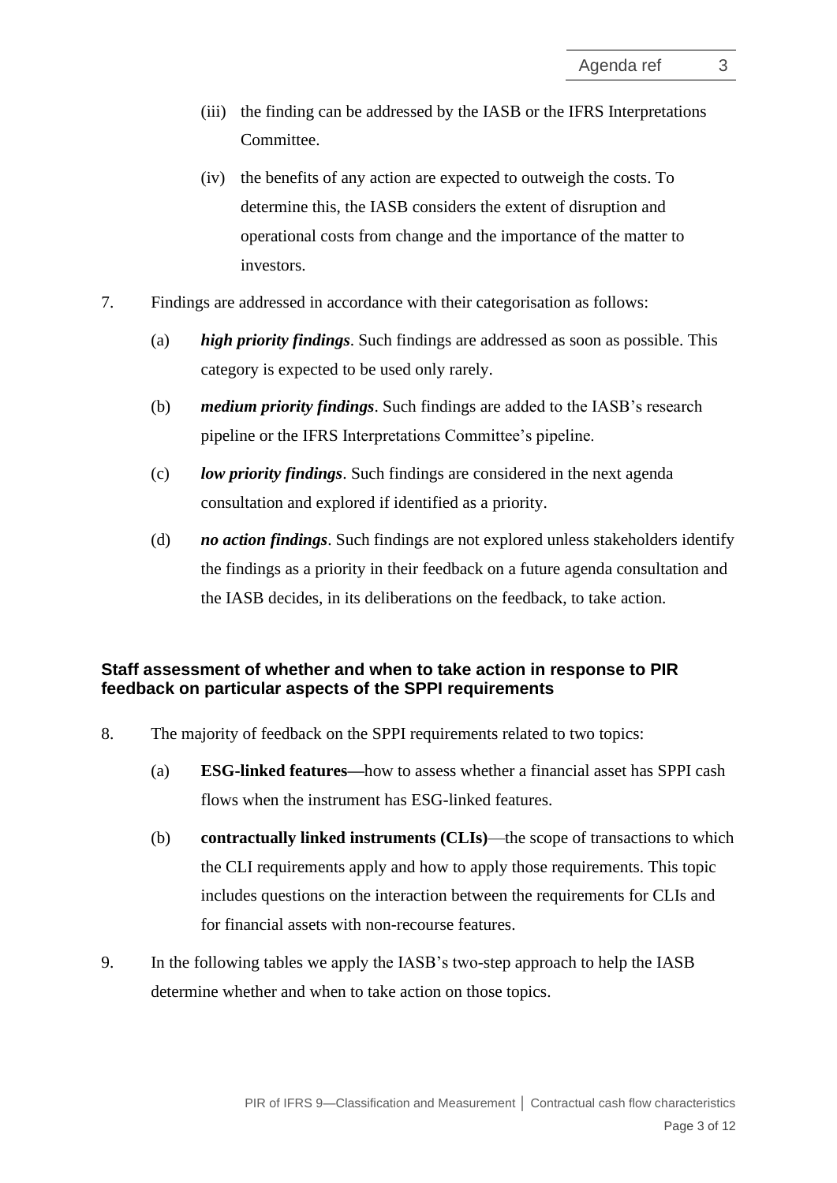(iii) the finding can be addressed by the IASB or the IFRS Interpretations Committee.

(iv) the benefits of any action are expected to outweigh the costs. To determine this, the IASB considers the extent of disruption and operational costs from change and the importance of the matter to investors.

7. Findings are addressed in accordance with their categorisation as follows:

   (a) ***high priority findings***. Such findings are addressed as soon as possible. This category is expected to be used only rarely.

   (b) ***medium priority findings***. Such findings are added to the IASB's research pipeline or the IFRS Interpretations Committee's pipeline.

   (c) ***low priority findings***. Such findings are considered in the next agenda consultation and explored if identified as a priority.

   (d) ***no action findings***. Such findings are not explored unless stakeholders identify the findings as a priority in their feedback on a future agenda consultation and the IASB decides, in its deliberations on the feedback, to take action.

### Staff assessment of whether and when to take action in response to PIR feedback on particular aspects of the SPPI requirements

8. The majority of feedback on the SPPI requirements related to two topics:

   (a) **ESG-linked features**—how to assess whether a financial asset has SPPI cash flows when the instrument has ESG-linked features.

   (b) **contractually linked instruments (CLIs)**—the scope of transactions to which the CLI requirements apply and how to apply those requirements. This topic includes questions on the interaction between the requirements for CLIs and for financial assets with non-recourse features.

9. In the following tables we apply the IASB's two-step approach to help the IASB determine whether and when to take action on those topics.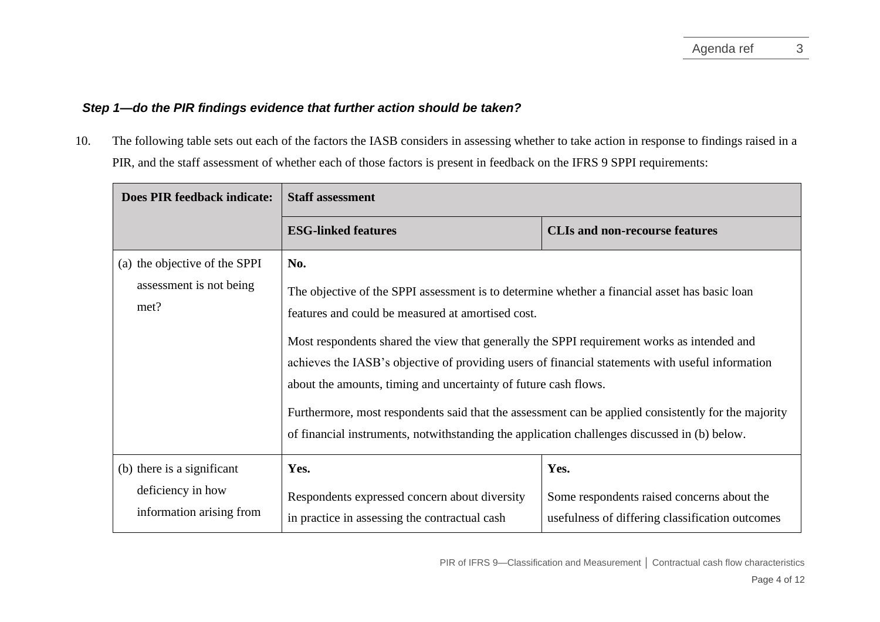***Step 1—do the PIR findings evidence that further action should be taken?***

10. The following table sets out each of the factors the IASB considers in assessing whether to take action in response to findings raised in a PIR, and the staff assessment of whether each of those factors is present in feedback on the IFRS 9 SPPI requirements:

| **Does PIR feedback indicate:** | **Staff assessment** | |
|---|---|---|
| | **ESG-linked features** | **CLIs and non-recourse features** |
| (a) the objective of the SPPI assessment is not being met? | **No.**<br><br>The objective of the SPPI assessment is to determine whether a financial asset has basic loan features and could be measured at amortised cost.<br><br>Most respondents shared the view that generally the SPPI requirement works as intended and achieves the IASB's objective of providing users of financial statements with useful information about the amounts, timing and uncertainty of future cash flows.<br><br>Furthermore, most respondents said that the assessment can be applied consistently for the majority of financial instruments, notwithstanding the application challenges discussed in (b) below. | |
| (b) there is a significant deficiency in how information arising from | **Yes.**<br><br>Respondents expressed concern about diversity in practice in assessing the contractual cash | **Yes.**<br><br>Some respondents raised concerns about the usefulness of differing classification outcomes |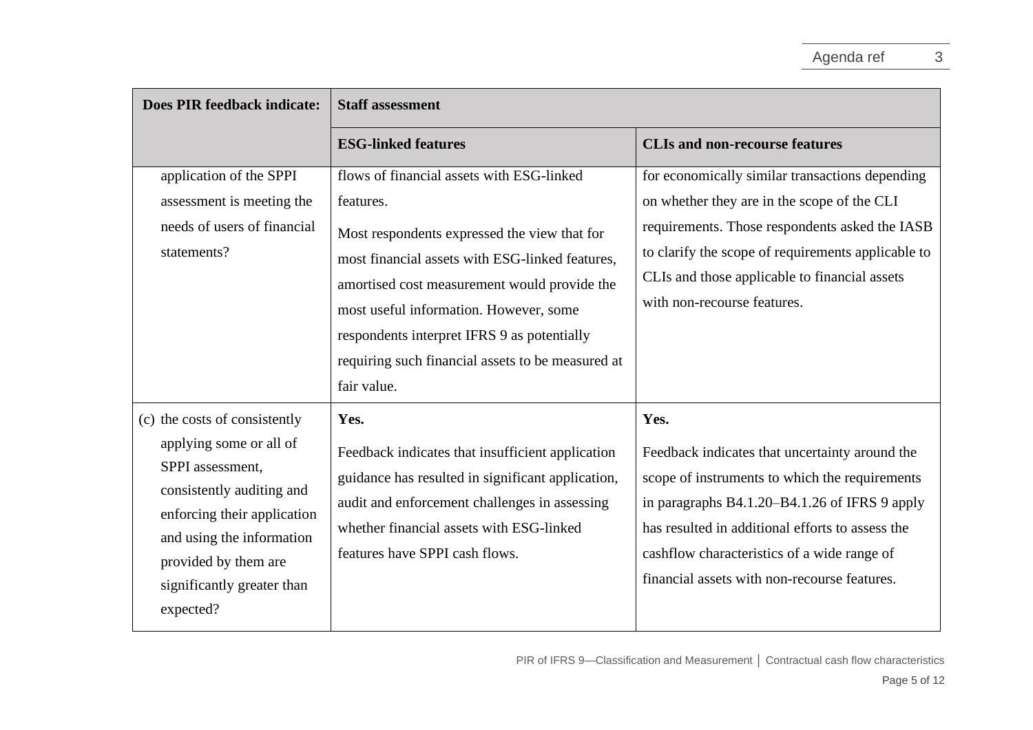| Does PIR feedback indicate: | Staff assessment | |
|---|---|---|
| | **ESG-linked features** | **CLIs and non-recourse features** |
| application of the SPPI assessment is meeting the needs of users of financial statements? | flows of financial assets with ESG-linked features.<br><br>Most respondents expressed the view that for most financial assets with ESG-linked features, amortised cost measurement would provide the most useful information. However, some respondents interpret IFRS 9 as potentially requiring such financial assets to be measured at fair value. | for economically similar transactions depending on whether they are in the scope of the CLI requirements. Those respondents asked the IASB to clarify the scope of requirements applicable to CLIs and those applicable to financial assets with non-recourse features. |
| (c) the costs of consistently applying some or all of SPPI assessment, consistently auditing and enforcing their application and using the information provided by them are significantly greater than expected? | **Yes.**<br><br>Feedback indicates that insufficient application guidance has resulted in significant application, audit and enforcement challenges in assessing whether financial assets with ESG-linked features have SPPI cash flows. | **Yes.**<br><br>Feedback indicates that uncertainty around the scope of instruments to which the requirements in paragraphs B4.1.20–B4.1.26 of IFRS 9 apply has resulted in additional efforts to assess the cashflow characteristics of a wide range of financial assets with non-recourse features. |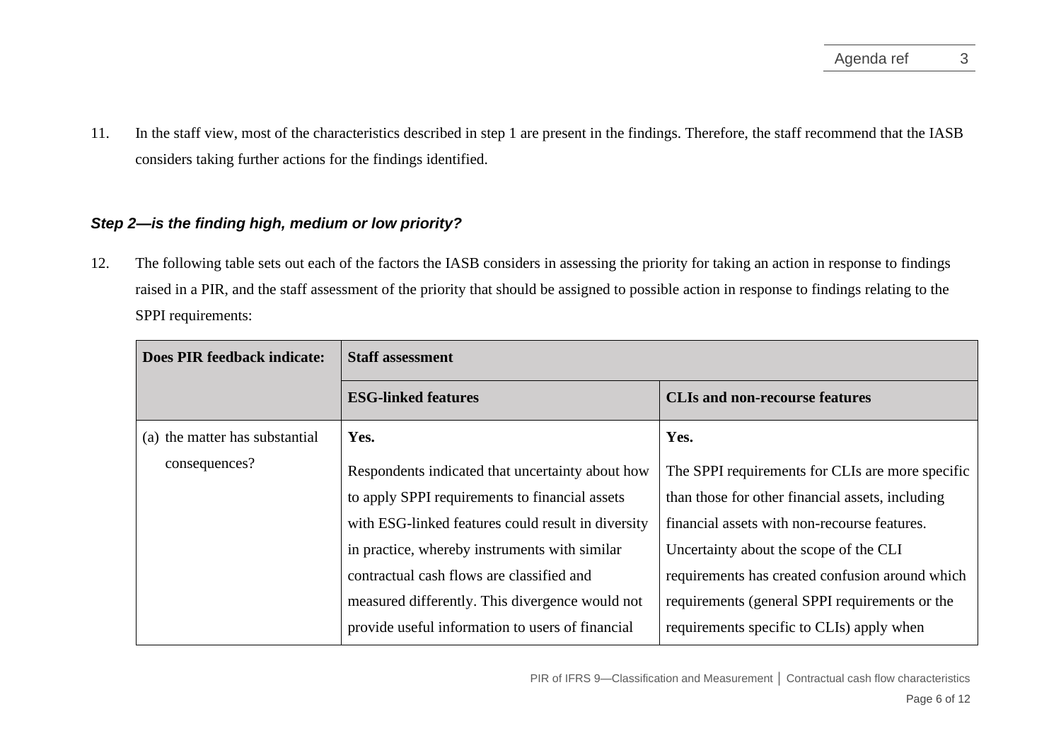11. In the staff view, most of the characteristics described in step 1 are present in the findings. Therefore, the staff recommend that the IASB considers taking further actions for the findings identified.

### *Step 2—is the finding high, medium or low priority?*

12. The following table sets out each of the factors the IASB considers in assessing the priority for taking an action in response to findings raised in a PIR, and the staff assessment of the priority that should be assigned to possible action in response to findings relating to the SPPI requirements:

| Does PIR feedback indicate: | Staff assessment | |
|---|---|---|
| | **ESG-linked features** | **CLIs and non-recourse features** |
| (a) the matter has substantial consequences? | **Yes.**<br><br>Respondents indicated that uncertainty about how to apply SPPI requirements to financial assets with ESG-linked features could result in diversity in practice, whereby instruments with similar contractual cash flows are classified and measured differently. This divergence would not provide useful information to users of financial | **Yes.**<br><br>The SPPI requirements for CLIs are more specific than those for other financial assets, including financial assets with non-recourse features. Uncertainty about the scope of the CLI requirements has created confusion around which requirements (general SPPI requirements or the requirements specific to CLIs) apply when |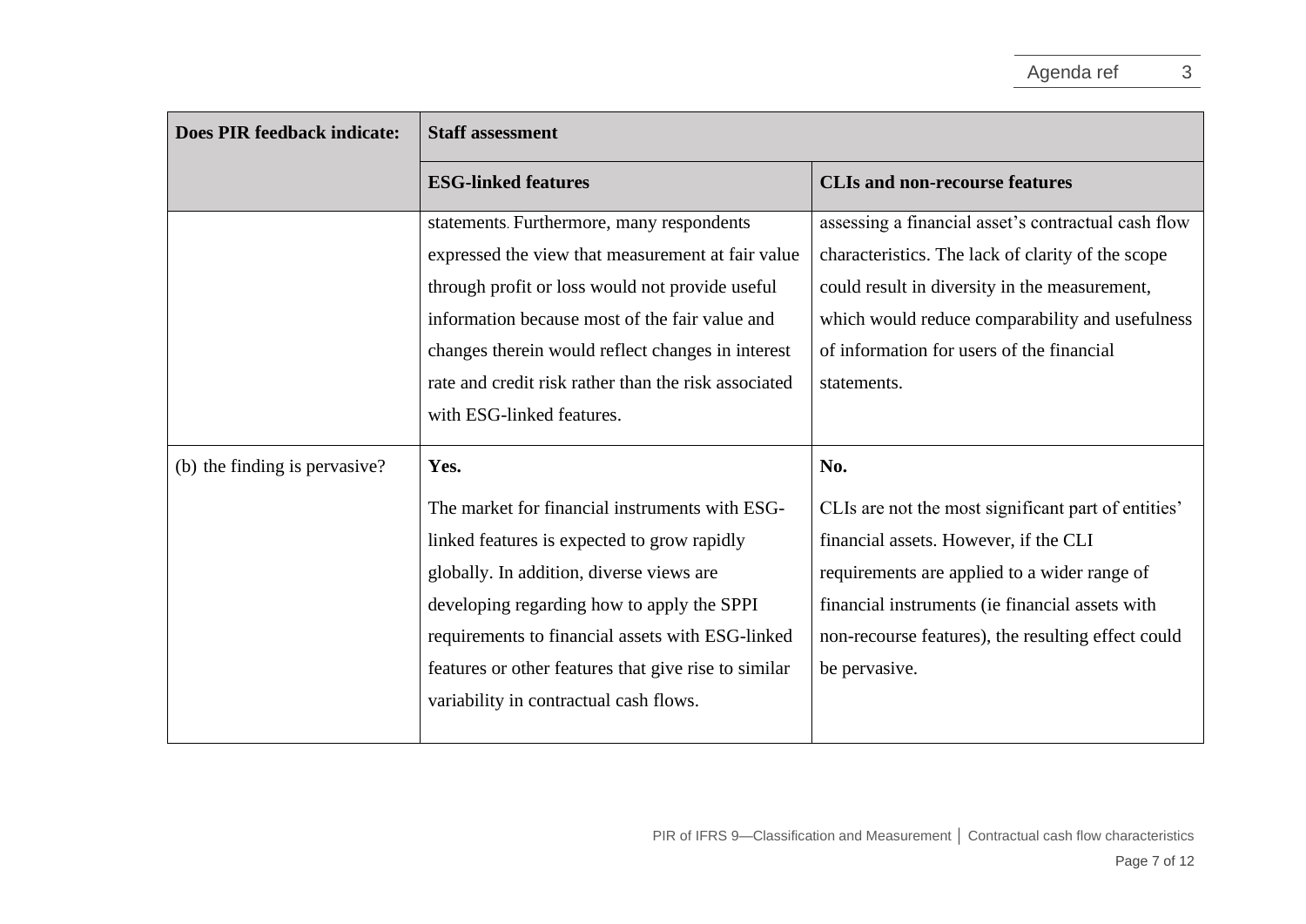| Does PIR feedback indicate: | Staff assessment | |
|---|---|---|
| | **ESG-linked features** | **CLIs and non-recourse features** |
| | statements. Furthermore, many respondents expressed the view that measurement at fair value through profit or loss would not provide useful information because most of the fair value and changes therein would reflect changes in interest rate and credit risk rather than the risk associated with ESG-linked features. | assessing a financial asset's contractual cash flow characteristics. The lack of clarity of the scope could result in diversity in the measurement, which would reduce comparability and usefulness of information for users of the financial statements. |
| (b) the finding is pervasive? | **Yes.**<br><br>The market for financial instruments with ESG-linked features is expected to grow rapidly globally. In addition, diverse views are developing regarding how to apply the SPPI requirements to financial assets with ESG-linked features or other features that give rise to similar variability in contractual cash flows. | **No.**<br><br>CLIs are not the most significant part of entities' financial assets. However, if the CLI requirements are applied to a wider range of financial instruments (ie financial assets with non-recourse features), the resulting effect could be pervasive. |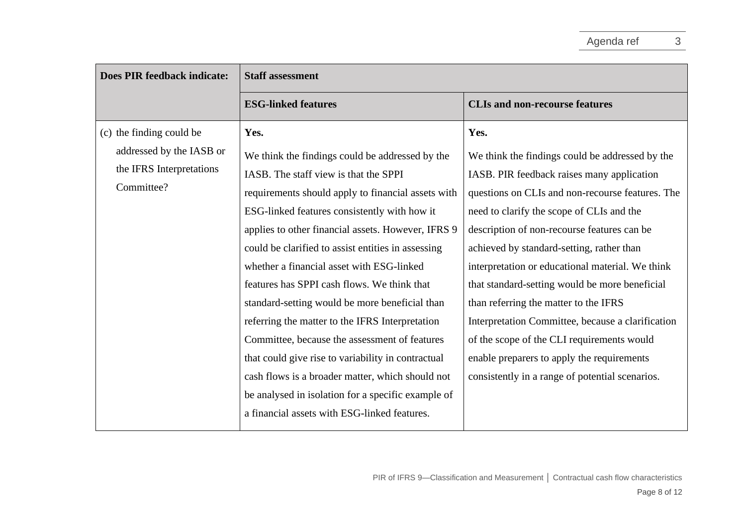| Does PIR feedback indicate: | Staff assessment | |
|---|---|---|
| | **ESG-linked features** | **CLIs and non-recourse features** |
| (c) the finding could be addressed by the IASB or the IFRS Interpretations Committee? | **Yes.**<br><br>We think the findings could be addressed by the IASB. The staff view is that the SPPI requirements should apply to financial assets with ESG-linked features consistently with how it applies to other financial assets. However, IFRS 9 could be clarified to assist entities in assessing whether a financial asset with ESG-linked features has SPPI cash flows. We think that standard-setting would be more beneficial than referring the matter to the IFRS Interpretation Committee, because the assessment of features that could give rise to variability in contractual cash flows is a broader matter, which should not be analysed in isolation for a specific example of a financial assets with ESG-linked features. | **Yes.**<br><br>We think the findings could be addressed by the IASB. PIR feedback raises many application questions on CLIs and non-recourse features. The need to clarify the scope of CLIs and the description of non-recourse features can be achieved by standard-setting, rather than interpretation or educational material. We think that standard-setting would be more beneficial than referring the matter to the IFRS Interpretation Committee, because a clarification of the scope of the CLI requirements would enable preparers to apply the requirements consistently in a range of potential scenarios. |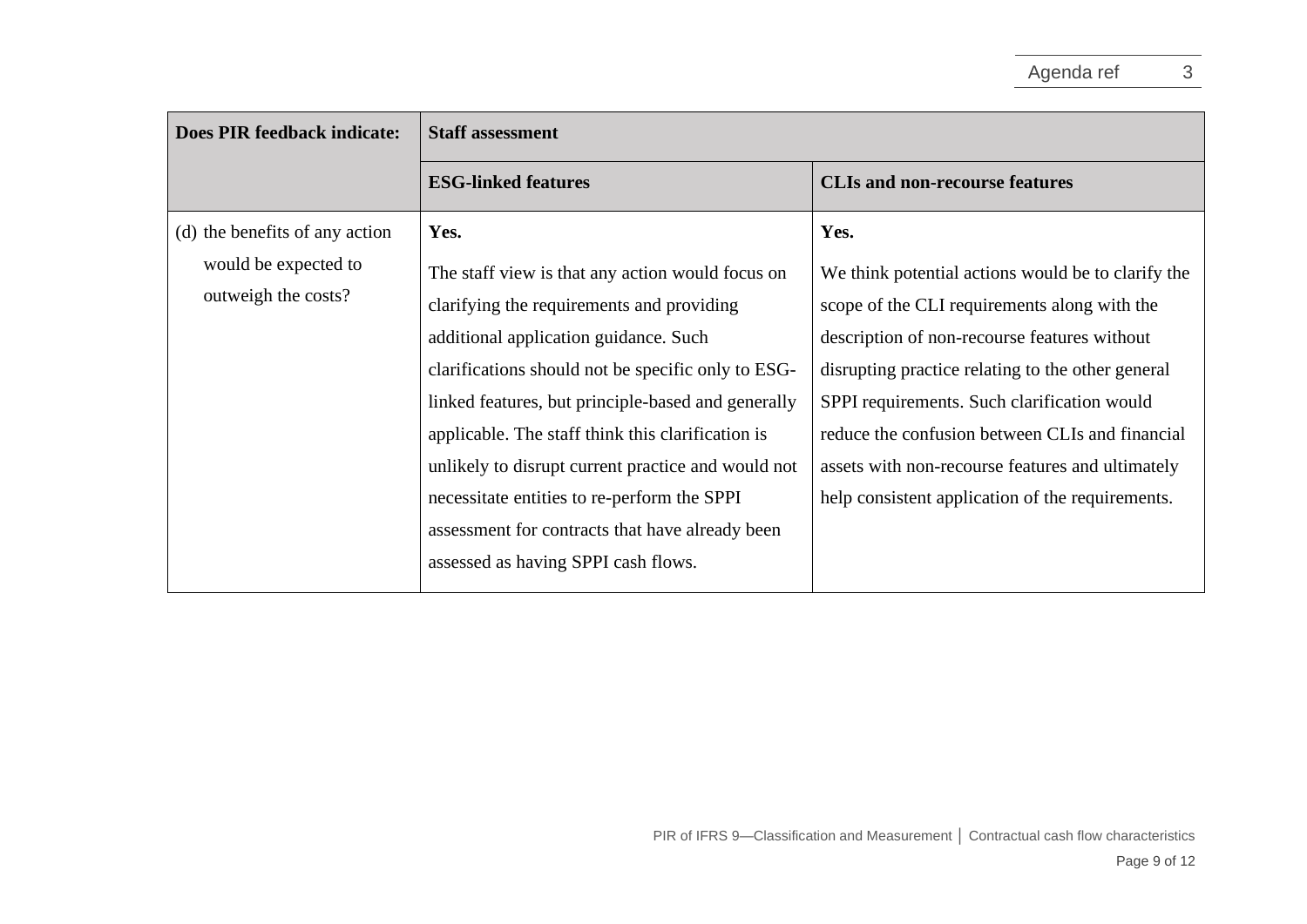| Does PIR feedback indicate: | Staff assessment | |
|---|---|---|
| | **ESG-linked features** | **CLIs and non-recourse features** |
| (d) the benefits of any action would be expected to outweigh the costs? | **Yes.**<br><br>The staff view is that any action would focus on clarifying the requirements and providing additional application guidance. Such clarifications should not be specific only to ESG-linked features, but principle-based and generally applicable. The staff think this clarification is unlikely to disrupt current practice and would not necessitate entities to re-perform the SPPI assessment for contracts that have already been assessed as having SPPI cash flows. | **Yes.**<br><br>We think potential actions would be to clarify the scope of the CLI requirements along with the description of non-recourse features without disrupting practice relating to the other general SPPI requirements. Such clarification would reduce the confusion between CLIs and financial assets with non-recourse features and ultimately help consistent application of the requirements. |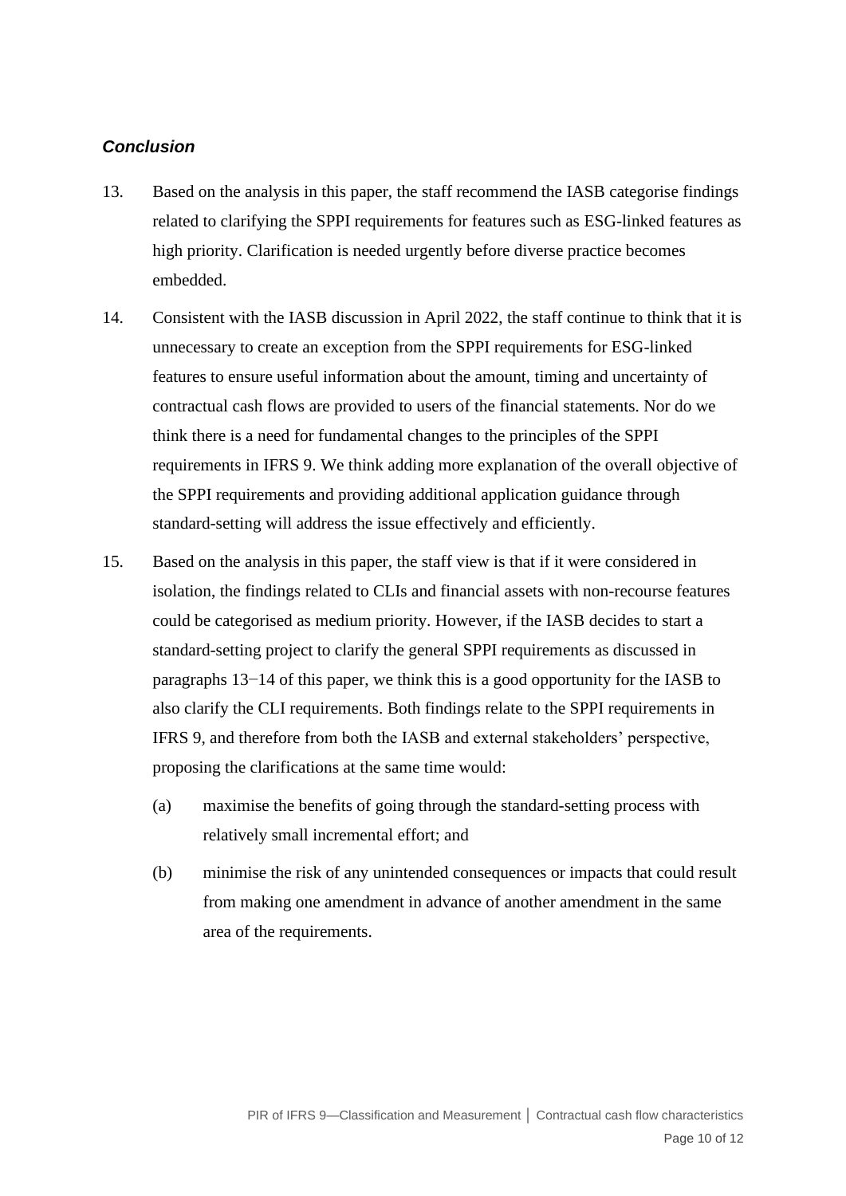### *Conclusion*

13. Based on the analysis in this paper, the staff recommend the IASB categorise findings related to clarifying the SPPI requirements for features such as ESG-linked features as high priority. Clarification is needed urgently before diverse practice becomes embedded.

14. Consistent with the IASB discussion in April 2022, the staff continue to think that it is unnecessary to create an exception from the SPPI requirements for ESG-linked features to ensure useful information about the amount, timing and uncertainty of contractual cash flows are provided to users of the financial statements. Nor do we think there is a need for fundamental changes to the principles of the SPPI requirements in IFRS 9. We think adding more explanation of the overall objective of the SPPI requirements and providing additional application guidance through standard-setting will address the issue effectively and efficiently.

15. Based on the analysis in this paper, the staff view is that if it were considered in isolation, the findings related to CLIs and financial assets with non-recourse features could be categorised as medium priority. However, if the IASB decides to start a standard-setting project to clarify the general SPPI requirements as discussed in paragraphs 13−14 of this paper, we think this is a good opportunity for the IASB to also clarify the CLI requirements. Both findings relate to the SPPI requirements in IFRS 9, and therefore from both the IASB and external stakeholders' perspective, proposing the clarifications at the same time would:

    (a) maximise the benefits of going through the standard-setting process with relatively small incremental effort; and

    (b) minimise the risk of any unintended consequences or impacts that could result from making one amendment in advance of another amendment in the same area of the requirements.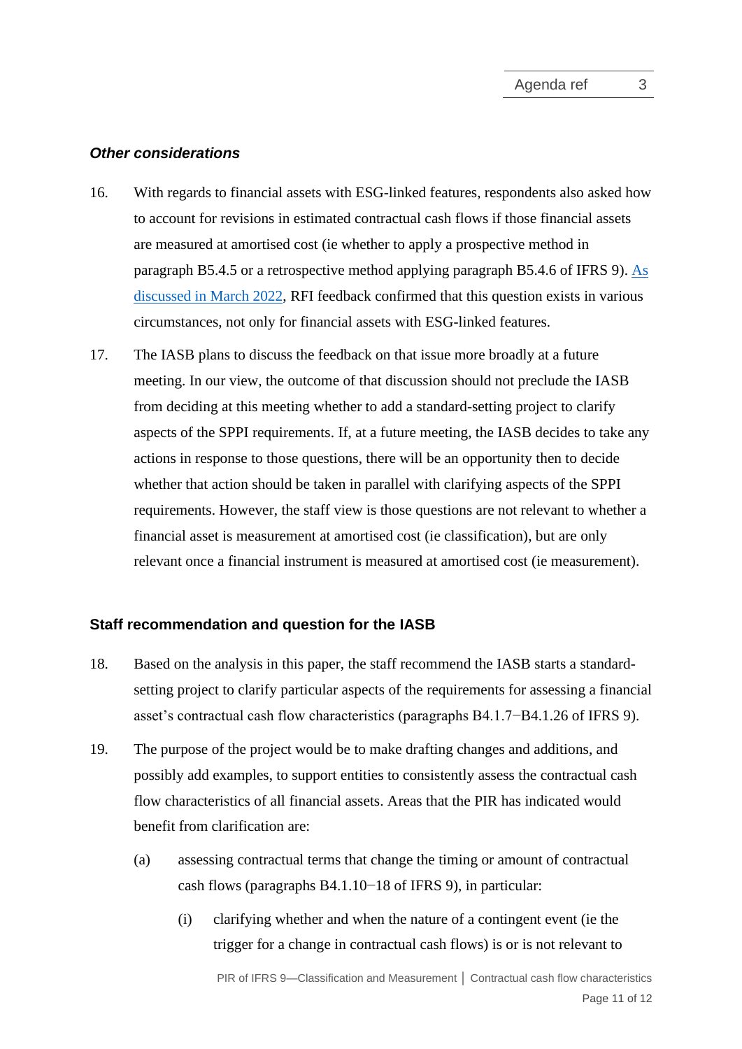### *Other considerations*

16. With regards to financial assets with ESG-linked features, respondents also asked how to account for revisions in estimated contractual cash flows if those financial assets are measured at amortised cost (ie whether to apply a prospective method in paragraph B5.4.5 or a retrospective method applying paragraph B5.4.6 of IFRS 9). As discussed in March 2022, RFI feedback confirmed that this question exists in various circumstances, not only for financial assets with ESG-linked features.

17. The IASB plans to discuss the feedback on that issue more broadly at a future meeting. In our view, the outcome of that discussion should not preclude the IASB from deciding at this meeting whether to add a standard-setting project to clarify aspects of the SPPI requirements. If, at a future meeting, the IASB decides to take any actions in response to those questions, there will be an opportunity then to decide whether that action should be taken in parallel with clarifying aspects of the SPPI requirements. However, the staff view is those questions are not relevant to whether a financial asset is measurement at amortised cost (ie classification), but are only relevant once a financial instrument is measured at amortised cost (ie measurement).

## Staff recommendation and question for the IASB

18. Based on the analysis in this paper, the staff recommend the IASB starts a standard-setting project to clarify particular aspects of the requirements for assessing a financial asset's contractual cash flow characteristics (paragraphs B4.1.7−B4.1.26 of IFRS 9).

19. The purpose of the project would be to make drafting changes and additions, and possibly add examples, to support entities to consistently assess the contractual cash flow characteristics of all financial assets. Areas that the PIR has indicated would benefit from clarification are:

    (a) assessing contractual terms that change the timing or amount of contractual cash flows (paragraphs B4.1.10−18 of IFRS 9), in particular:

        (i) clarifying whether and when the nature of a contingent event (ie the trigger for a change in contractual cash flows) is or is not relevant to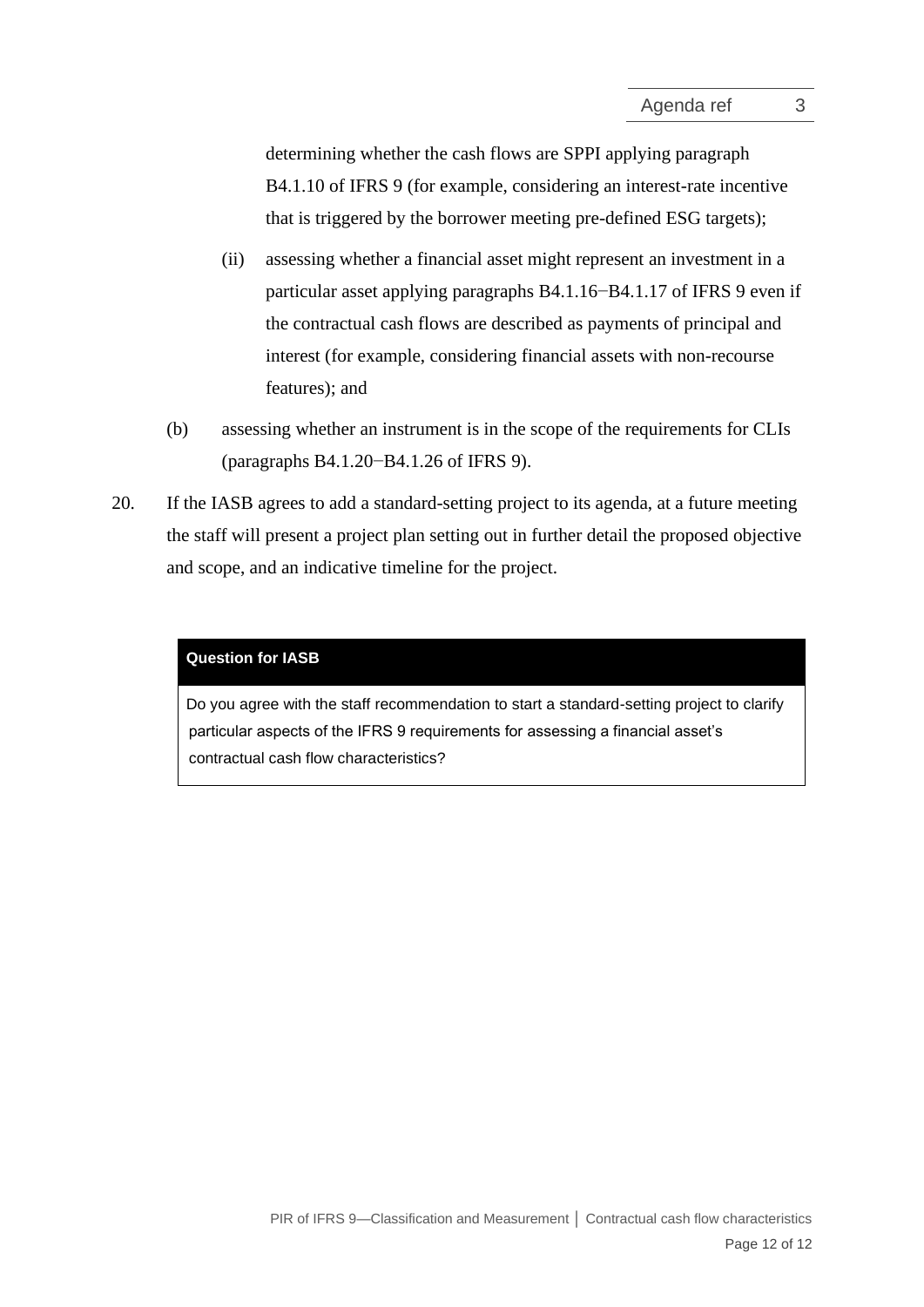determining whether the cash flows are SPPI applying paragraph B4.1.10 of IFRS 9 (for example, considering an interest-rate incentive that is triggered by the borrower meeting pre-defined ESG targets);

(ii) assessing whether a financial asset might represent an investment in a particular asset applying paragraphs B4.1.16−B4.1.17 of IFRS 9 even if the contractual cash flows are described as payments of principal and interest (for example, considering financial assets with non-recourse features); and

(b) assessing whether an instrument is in the scope of the requirements for CLIs (paragraphs B4.1.20−B4.1.26 of IFRS 9).

20. If the IASB agrees to add a standard-setting project to its agenda, at a future meeting the staff will present a project plan setting out in further detail the proposed objective and scope, and an indicative timeline for the project.

**Question for IASB**

Do you agree with the staff recommendation to start a standard-setting project to clarify particular aspects of the IFRS 9 requirements for assessing a financial asset's contractual cash flow characteristics?